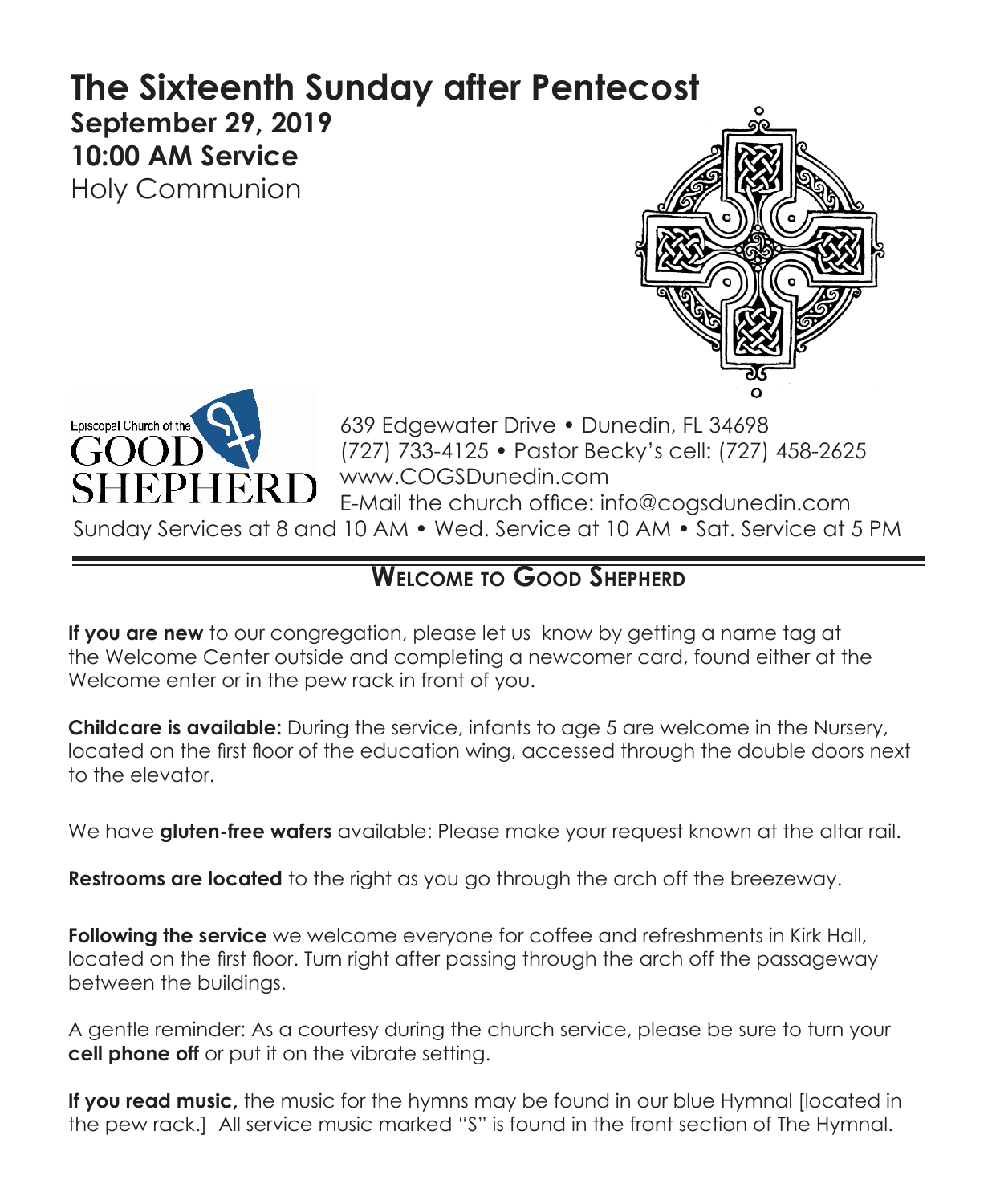# The Sixteenth Sunday after Pentecost

**September 29, 2019**

**10:00 AM Service**

Holy Communion

Episcopal Church of the GOOD SHEPHERD

639 Edgewater Drive • Dunedin, FL 34698
(727) 733-4125 • Pastor Becky's cell: (727) 458-2625
www.COGSDunedin.com
E-Mail the church office: info@cogsdunedin.com

Sunday Services at 8 and 10 AM • Wed. Service at 10 AM • Sat. Service at 5 PM

## Welcome to Good Shepherd

**If you are new** to our congregation, please let us know by getting a name tag at the Welcome Center outside and completing a newcomer card, found either at the Welcome enter or in the pew rack in front of you.

**Childcare is available:** During the service, infants to age 5 are welcome in the Nursery, located on the first floor of the education wing, accessed through the double doors next to the elevator.

We have **gluten-free wafers** available: Please make your request known at the altar rail.

**Restrooms are located** to the right as you go through the arch off the breezeway.

**Following the service** we welcome everyone for coffee and refreshments in Kirk Hall, located on the first floor. Turn right after passing through the arch off the passageway between the buildings.

A gentle reminder: As a courtesy during the church service, please be sure to turn your **cell phone off** or put it on the vibrate setting.

**If you read music,** the music for the hymns may be found in our blue Hymnal [located in the pew rack.] All service music marked "S" is found in the front section of The Hymnal.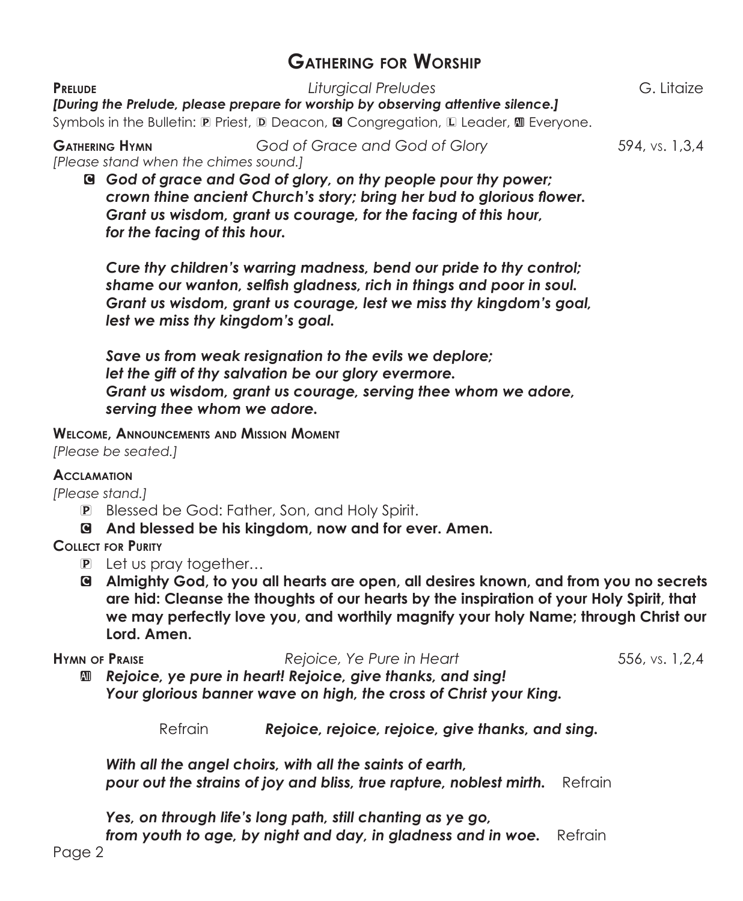# Gathering for Worship

**Prelude** *Liturgical Preludes* G. Litaize

***[During the Prelude, please prepare for worship by observing attentive silence.]***

Symbols in the Bulletin: P Priest, D Deacon, C Congregation, L Leader, All Everyone.

**Gathering Hymn** *God of Grace and God of Glory* 594, vs. 1,3,4

*[Please stand when the chimes sound.]*

C ***God of grace and God of glory, on thy people pour thy power;***
***crown thine ancient Church's story; bring her bud to glorious flower.***
***Grant us wisdom, grant us courage, for the facing of this hour,***
***for the facing of this hour.***

***Cure thy children's warring madness, bend our pride to thy control;***
***shame our wanton, selfish gladness, rich in things and poor in soul.***
***Grant us wisdom, grant us courage, lest we miss thy kingdom's goal,***
***lest we miss thy kingdom's goal.***

***Save us from weak resignation to the evils we deplore;***
***let the gift of thy salvation be our glory evermore.***
***Grant us wisdom, grant us courage, serving thee whom we adore,***
***serving thee whom we adore.***

**Welcome, Announcements and Mission Moment**

*[Please be seated.]*

**Acclamation**

*[Please stand.]*

P Blessed be God: Father, Son, and Holy Spirit.

C **And blessed be his kingdom, now and for ever. Amen.**

**Collect for Purity**

P Let us pray together…

C **Almighty God, to you all hearts are open, all desires known, and from you no secrets are hid: Cleanse the thoughts of our hearts by the inspiration of your Holy Spirit, that we may perfectly love you, and worthily magnify your holy Name; through Christ our Lord. Amen.**

**Hymn of Praise** *Rejoice, Ye Pure in Heart* 556, vs. 1,2,4

All ***Rejoice, ye pure in heart! Rejoice, give thanks, and sing!***
***Your glorious banner wave on high, the cross of Christ your King.***

Refrain ***Rejoice, rejoice, rejoice, give thanks, and sing.***

***With all the angel choirs, with all the saints of earth,***
***pour out the strains of joy and bliss, true rapture, noblest mirth.*** Refrain

***Yes, on through life's long path, still chanting as ye go,***
***from youth to age, by night and day, in gladness and in woe.*** Refrain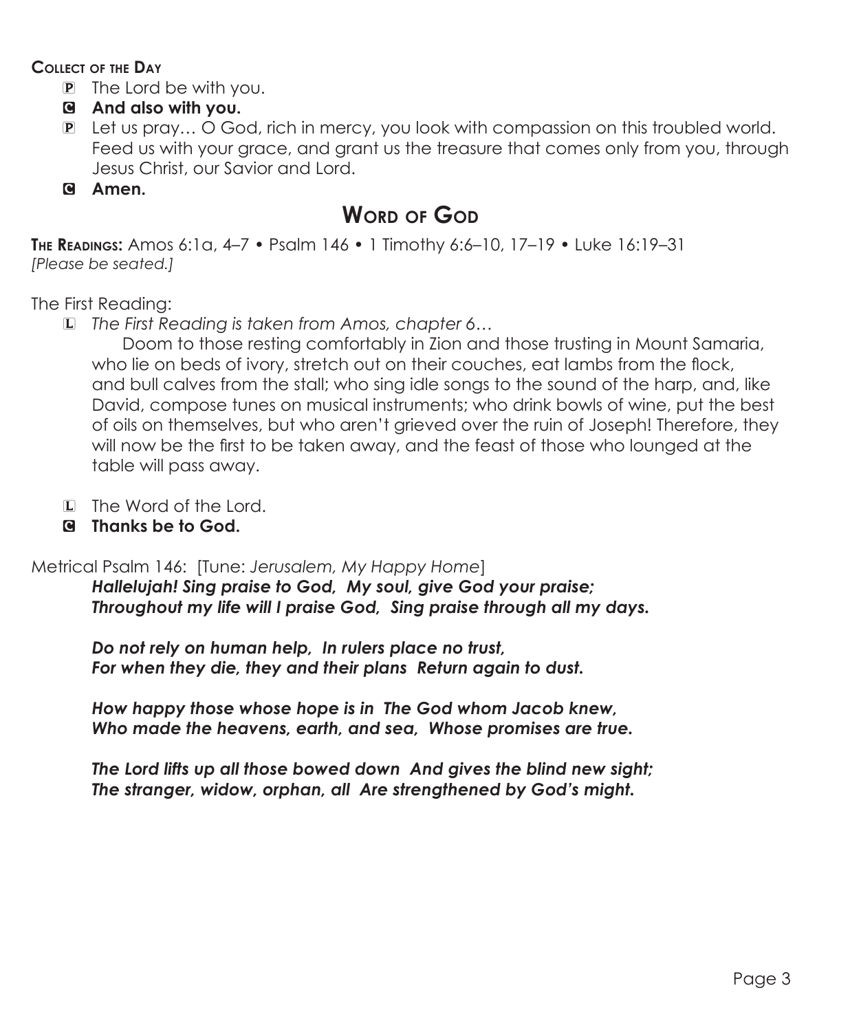**Collect of the Day**

P The Lord be with you.

C **And also with you.**

P Let us pray… O God, rich in mercy, you look with compassion on this troubled world. Feed us with your grace, and grant us the treasure that comes only from you, through Jesus Christ, our Savior and Lord.

C **Amen.**

## Word of God

**The Readings:** Amos 6:1a, 4–7 • Psalm 146 • 1 Timothy 6:6–10, 17–19 • Luke 16:19–31
*[Please be seated.]*

The First Reading:

L *The First Reading is taken from Amos, chapter 6…*

Doom to those resting comfortably in Zion and those trusting in Mount Samaria, who lie on beds of ivory, stretch out on their couches, eat lambs from the flock, and bull calves from the stall; who sing idle songs to the sound of the harp, and, like David, compose tunes on musical instruments; who drink bowls of wine, put the best of oils on themselves, but who aren't grieved over the ruin of Joseph! Therefore, they will now be the first to be taken away, and the feast of those who lounged at the table will pass away.

L The Word of the Lord.

C **Thanks be to God.**

Metrical Psalm 146: [Tune: *Jerusalem, My Happy Home*]

***Hallelujah! Sing praise to God, My soul, give God your praise;***
***Throughout my life will I praise God, Sing praise through all my days.***

***Do not rely on human help, In rulers place no trust,***
***For when they die, they and their plans Return again to dust.***

***How happy those whose hope is in The God whom Jacob knew,***
***Who made the heavens, earth, and sea, Whose promises are true.***

***The Lord lifts up all those bowed down And gives the blind new sight;***
***The stranger, widow, orphan, all Are strengthened by God's might.***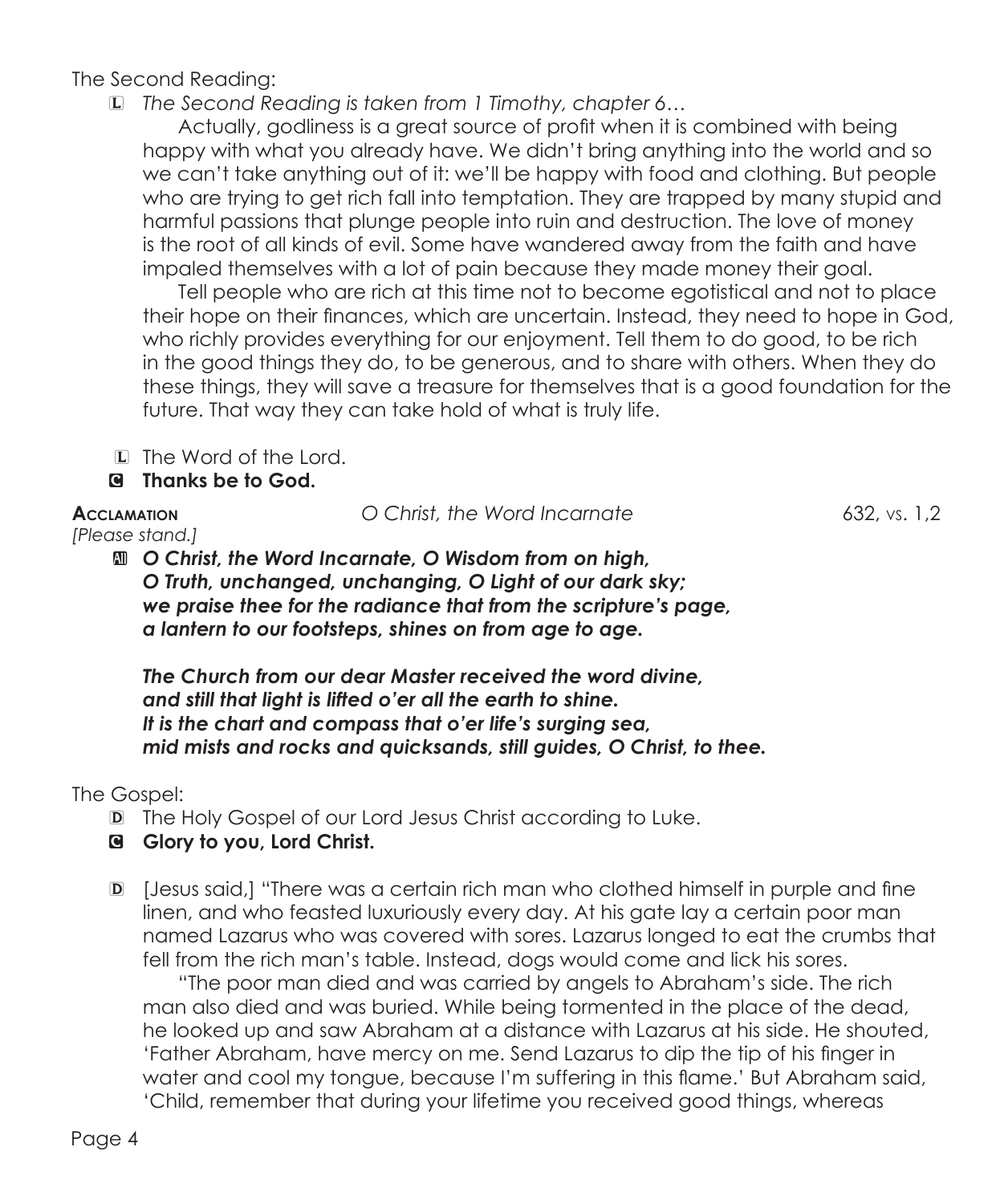The Second Reading:

L *The Second Reading is taken from 1 Timothy, chapter 6…*

Actually, godliness is a great source of profit when it is combined with being happy with what you already have. We didn't bring anything into the world and so we can't take anything out of it: we'll be happy with food and clothing. But people who are trying to get rich fall into temptation. They are trapped by many stupid and harmful passions that plunge people into ruin and destruction. The love of money is the root of all kinds of evil. Some have wandered away from the faith and have impaled themselves with a lot of pain because they made money their goal.

Tell people who are rich at this time not to become egotistical and not to place their hope on their finances, which are uncertain. Instead, they need to hope in God, who richly provides everything for our enjoyment. Tell them to do good, to be rich in the good things they do, to be generous, and to share with others. When they do these things, they will save a treasure for themselves that is a good foundation for the future. That way they can take hold of what is truly life.

L The Word of the Lord.

**C Thanks be to God.**

**Acclamation** *O Christ, the Word Incarnate* 632, vs. 1,2

*[Please stand.]*

**A** ***O Christ, the Word Incarnate, O Wisdom from on high,***
***O Truth, unchanged, unchanging, O Light of our dark sky;***
***we praise thee for the radiance that from the scripture's page,***
***a lantern to our footsteps, shines on from age to age.***

***The Church from our dear Master received the word divine,***
***and still that light is lifted o'er all the earth to shine.***
***It is the chart and compass that o'er life's surging sea,***
***mid mists and rocks and quicksands, still guides, O Christ, to thee.***

The Gospel:

D The Holy Gospel of our Lord Jesus Christ according to Luke.

**C Glory to you, Lord Christ.**

D [Jesus said,] "There was a certain rich man who clothed himself in purple and fine linen, and who feasted luxuriously every day. At his gate lay a certain poor man named Lazarus who was covered with sores. Lazarus longed to eat the crumbs that fell from the rich man's table. Instead, dogs would come and lick his sores.

"The poor man died and was carried by angels to Abraham's side. The rich man also died and was buried. While being tormented in the place of the dead, he looked up and saw Abraham at a distance with Lazarus at his side. He shouted, 'Father Abraham, have mercy on me. Send Lazarus to dip the tip of his finger in water and cool my tongue, because I'm suffering in this flame.' But Abraham said, 'Child, remember that during your lifetime you received good things, whereas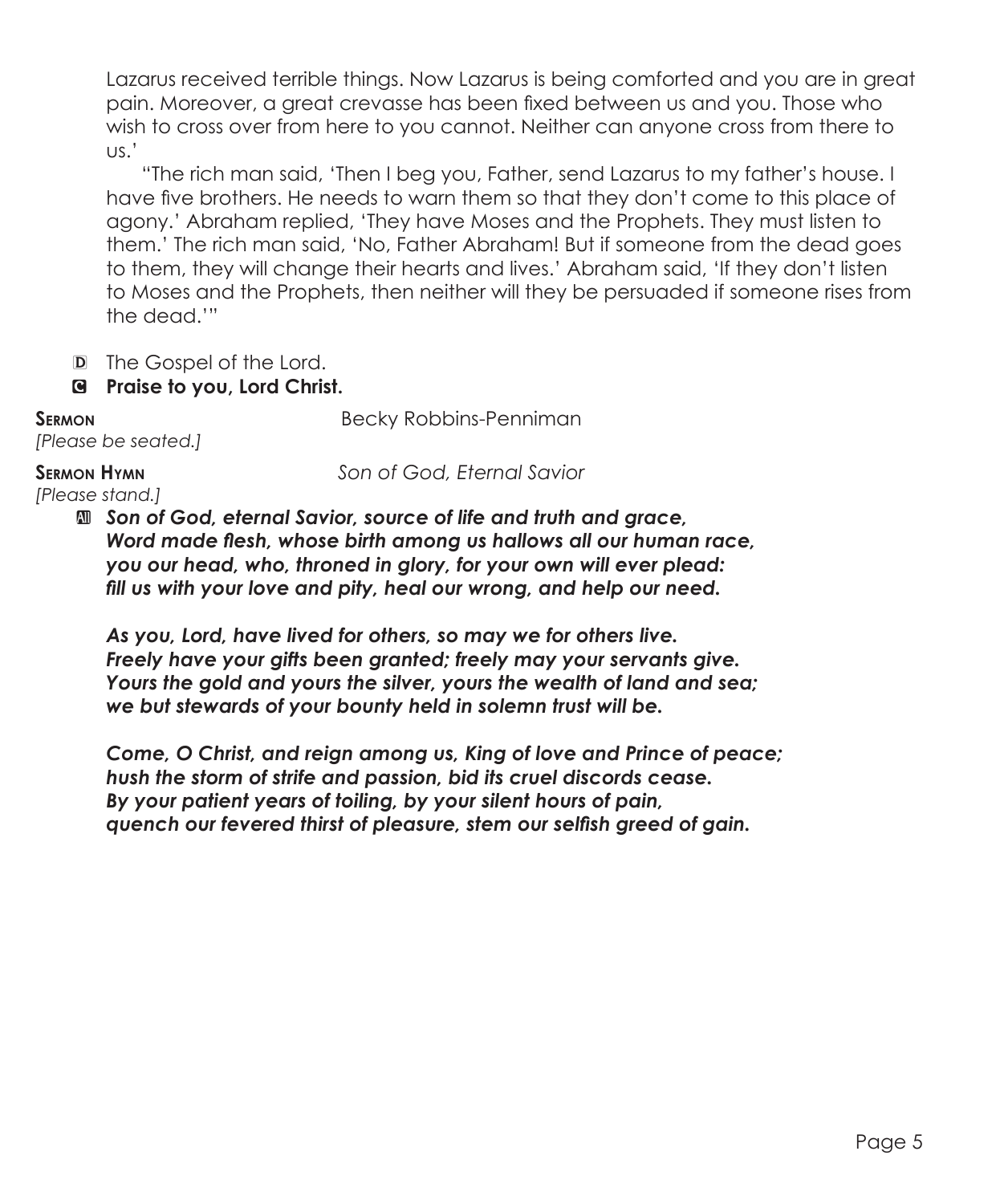Lazarus received terrible things. Now Lazarus is being comforted and you are in great pain. Moreover, a great crevasse has been fixed between us and you. Those who wish to cross over from here to you cannot. Neither can anyone cross from there to us.'

"The rich man said, 'Then I beg you, Father, send Lazarus to my father's house. I have five brothers. He needs to warn them so that they don't come to this place of agony.' Abraham replied, 'They have Moses and the Prophets. They must listen to them.' The rich man said, 'No, Father Abraham! But if someone from the dead goes to them, they will change their hearts and lives.' Abraham said, 'If they don't listen to Moses and the Prophets, then neither will they be persuaded if someone rises from the dead.'"

D The Gospel of the Lord.

C **Praise to you, Lord Christ.**

**Sermon** Becky Robbins-Penniman

*[Please be seated.]*

**Sermon Hymn** *Son of God, Eternal Savior*

*[Please stand.]*

All ***Son of God, eternal Savior, source of life and truth and grace,***
***Word made flesh, whose birth among us hallows all our human race,***
***you our head, who, throned in glory, for your own will ever plead:***
***fill us with your love and pity, heal our wrong, and help our need.***

***As you, Lord, have lived for others, so may we for others live.***
***Freely have your gifts been granted; freely may your servants give.***
***Yours the gold and yours the silver, yours the wealth of land and sea;***
***we but stewards of your bounty held in solemn trust will be.***

***Come, O Christ, and reign among us, King of love and Prince of peace;***
***hush the storm of strife and passion, bid its cruel discords cease.***
***By your patient years of toiling, by your silent hours of pain,***
***quench our fevered thirst of pleasure, stem our selfish greed of gain.***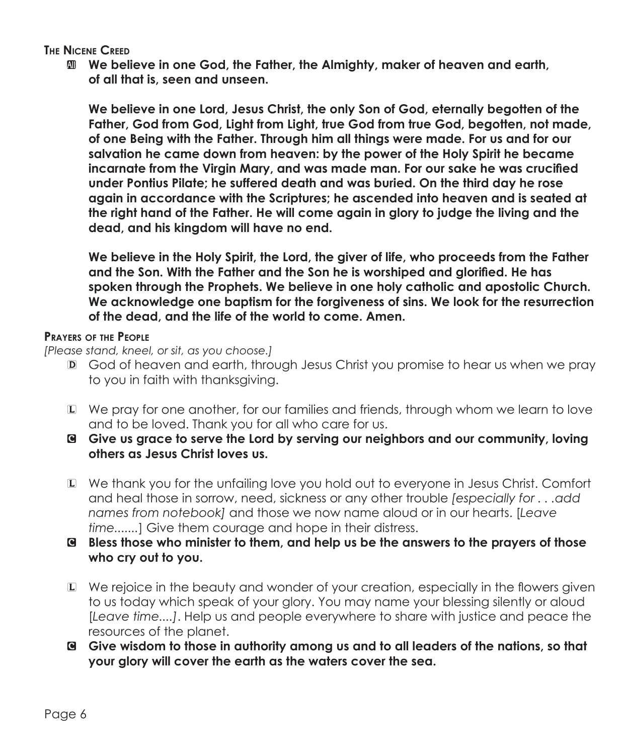### The Nicene Creed

**All** **We believe in one God, the Father, the Almighty, maker of heaven and earth, of all that is, seen and unseen.**

**We believe in one Lord, Jesus Christ, the only Son of God, eternally begotten of the Father, God from God, Light from Light, true God from true God, begotten, not made, of one Being with the Father. Through him all things were made. For us and for our salvation he came down from heaven: by the power of the Holy Spirit he became incarnate from the Virgin Mary, and was made man. For our sake he was crucified under Pontius Pilate; he suffered death and was buried. On the third day he rose again in accordance with the Scriptures; he ascended into heaven and is seated at the right hand of the Father. He will come again in glory to judge the living and the dead, and his kingdom will have no end.**

**We believe in the Holy Spirit, the Lord, the giver of life, who proceeds from the Father and the Son. With the Father and the Son he is worshiped and glorified. He has spoken through the Prophets. We believe in one holy catholic and apostolic Church. We acknowledge one baptism for the forgiveness of sins. We look for the resurrection of the dead, and the life of the world to come. Amen.**

### Prayers of the People

*[Please stand, kneel, or sit, as you choose.]*

**D** God of heaven and earth, through Jesus Christ you promise to hear us when we pray to you in faith with thanksgiving.

**L** We pray for one another, for our families and friends, through whom we learn to love and to be loved. Thank you for all who care for us.

**C** **Give us grace to serve the Lord by serving our neighbors and our community, loving others as Jesus Christ loves us.**

**L** We thank you for the unfailing love you hold out to everyone in Jesus Christ. Comfort and heal those in sorrow, need, sickness or any other trouble *[especially for . . .add names from notebook]* and those we now name aloud or in our hearts. [*Leave time.......*] Give them courage and hope in their distress.

**C** **Bless those who minister to them, and help us be the answers to the prayers of those who cry out to you.**

**L** We rejoice in the beauty and wonder of your creation, especially in the flowers given to us today which speak of your glory. You may name your blessing silently or aloud [*Leave time....]*. Help us and people everywhere to share with justice and peace the resources of the planet.

**C** **Give wisdom to those in authority among us and to all leaders of the nations, so that your glory will cover the earth as the waters cover the sea.**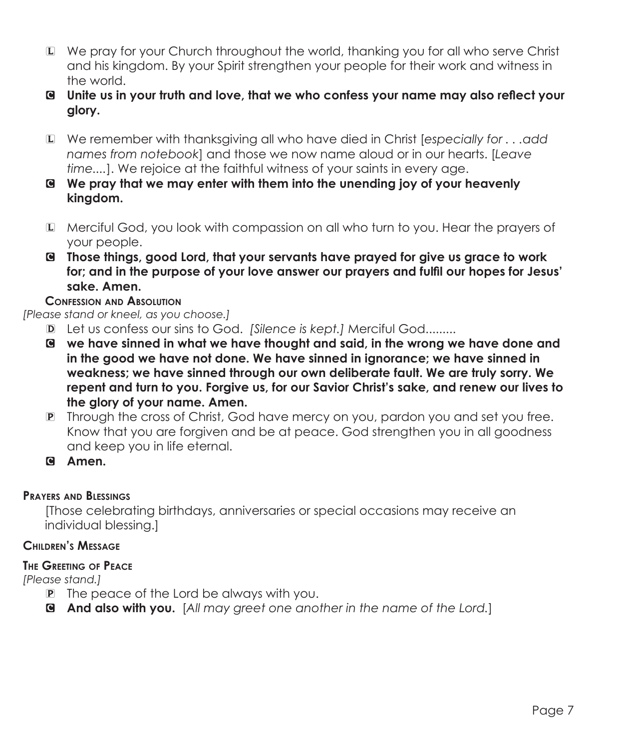L We pray for your Church throughout the world, thanking you for all who serve Christ and his kingdom. By your Spirit strengthen your people for their work and witness in the world.

C **Unite us in your truth and love, that we who confess your name may also reflect your glory.**

L We remember with thanksgiving all who have died in Christ [*especially for . . .add names from notebook*] and those we now name aloud or in our hearts. [*Leave time*....]. We rejoice at the faithful witness of your saints in every age.

C **We pray that we may enter with them into the unending joy of your heavenly kingdom.**

L Merciful God, you look with compassion on all who turn to you. Hear the prayers of your people.

C **Those things, good Lord, that your servants have prayed for give us grace to work for; and in the purpose of your love answer our prayers and fulfil our hopes for Jesus' sake. Amen.**

**Confession and Absolution**

*[Please stand or kneel, as you choose.]*

D Let us confess our sins to God. *[Silence is kept.]* Merciful God.........

C **we have sinned in what we have thought and said, in the wrong we have done and in the good we have not done. We have sinned in ignorance; we have sinned in weakness; we have sinned through our own deliberate fault. We are truly sorry. We repent and turn to you. Forgive us, for our Savior Christ's sake, and renew our lives to the glory of your name. Amen.**

P Through the cross of Christ, God have mercy on you, pardon you and set you free. Know that you are forgiven and be at peace. God strengthen you in all goodness and keep you in life eternal.

C **Amen.**

**Prayers and Blessings**

[Those celebrating birthdays, anniversaries or special occasions may receive an individual blessing.]

**Children's Message**

**The Greeting of Peace**

*[Please stand.]*

P The peace of the Lord be always with you.

C **And also with you.** [*All may greet one another in the name of the Lord.*]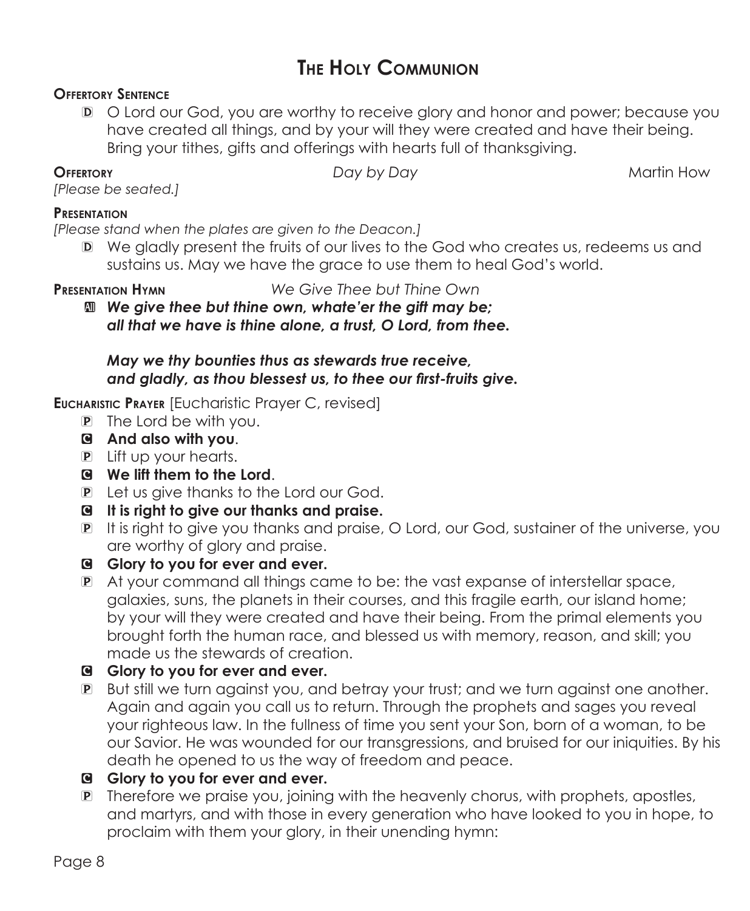# The Holy Communion

**Offertory Sentence**

D O Lord our God, you are worthy to receive glory and honor and power; because you have created all things, and by your will they were created and have their being. Bring your tithes, gifts and offerings with hearts full of thanksgiving.

**Offertory** *Day by Day* Martin How

*[Please be seated.]*

**Presentation**

*[Please stand when the plates are given to the Deacon.]*

D We gladly present the fruits of our lives to the God who creates us, redeems us and sustains us. May we have the grace to use them to heal God's world.

**Presentation Hymn** *We Give Thee but Thine Own*

A ***We give thee but thine own, whate'er the gift may be; all that we have is thine alone, a trust, O Lord, from thee.***

***May we thy bounties thus as stewards true receive, and gladly, as thou blessest us, to thee our first-fruits give.***

**Eucharistic Prayer** [Eucharistic Prayer C, revised]

P The Lord be with you.

C **And also with you**.

P Lift up your hearts.

C **We lift them to the Lord**.

P Let us give thanks to the Lord our God.

C **It is right to give our thanks and praise.**

P It is right to give you thanks and praise, O Lord, our God, sustainer of the universe, you are worthy of glory and praise.

C **Glory to you for ever and ever.**

P At your command all things came to be: the vast expanse of interstellar space, galaxies, suns, the planets in their courses, and this fragile earth, our island home; by your will they were created and have their being. From the primal elements you brought forth the human race, and blessed us with memory, reason, and skill; you made us the stewards of creation.

C **Glory to you for ever and ever.**

P But still we turn against you, and betray your trust; and we turn against one another. Again and again you call us to return. Through the prophets and sages you reveal your righteous law. In the fullness of time you sent your Son, born of a woman, to be our Savior. He was wounded for our transgressions, and bruised for our iniquities. By his death he opened to us the way of freedom and peace.

C **Glory to you for ever and ever.**

P Therefore we praise you, joining with the heavenly chorus, with prophets, apostles, and martyrs, and with those in every generation who have looked to you in hope, to proclaim with them your glory, in their unending hymn: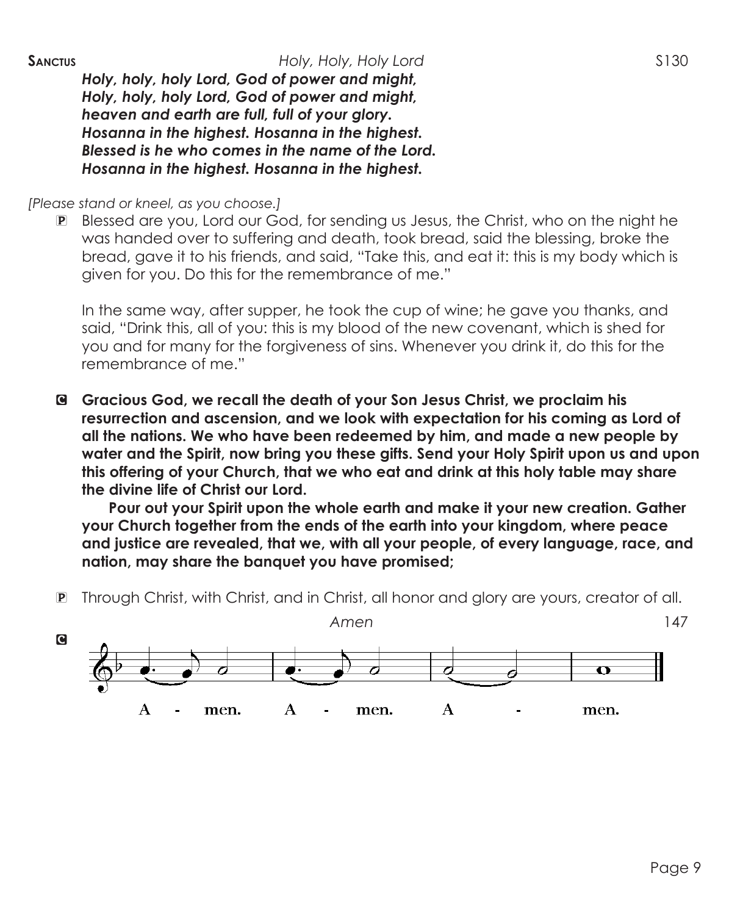**Sanctus** *Holy, Holy, Holy Lord* S130

***Holy, holy, holy Lord, God of power and might,***
***Holy, holy, holy Lord, God of power and might,***
***heaven and earth are full, full of your glory.***
***Hosanna in the highest. Hosanna in the highest.***
***Blessed is he who comes in the name of the Lord.***
***Hosanna in the highest. Hosanna in the highest.***

*[Please stand or kneel, as you choose.]*

P Blessed are you, Lord our God, for sending us Jesus, the Christ, who on the night he was handed over to suffering and death, took bread, said the blessing, broke the bread, gave it to his friends, and said, "Take this, and eat it: this is my body which is given for you. Do this for the remembrance of me."

In the same way, after supper, he took the cup of wine; he gave you thanks, and said, "Drink this, all of you: this is my blood of the new covenant, which is shed for you and for many for the forgiveness of sins. Whenever you drink it, do this for the remembrance of me."

C **Gracious God, we recall the death of your Son Jesus Christ, we proclaim his resurrection and ascension, and we look with expectation for his coming as Lord of all the nations. We who have been redeemed by him, and made a new people by water and the Spirit, now bring you these gifts. Send your Holy Spirit upon us and upon this offering of your Church, that we who eat and drink at this holy table may share the divine life of Christ our Lord.**

**Pour out your Spirit upon the whole earth and make it your new creation. Gather your Church together from the ends of the earth into your kingdom, where peace and justice are revealed, that we, with all your people, of every language, race, and nation, may share the banquet you have promised;**

P Through Christ, with Christ, and in Christ, all honor and glory are yours, creator of all.

*Amen* 147

C A - men. A - men. A - men.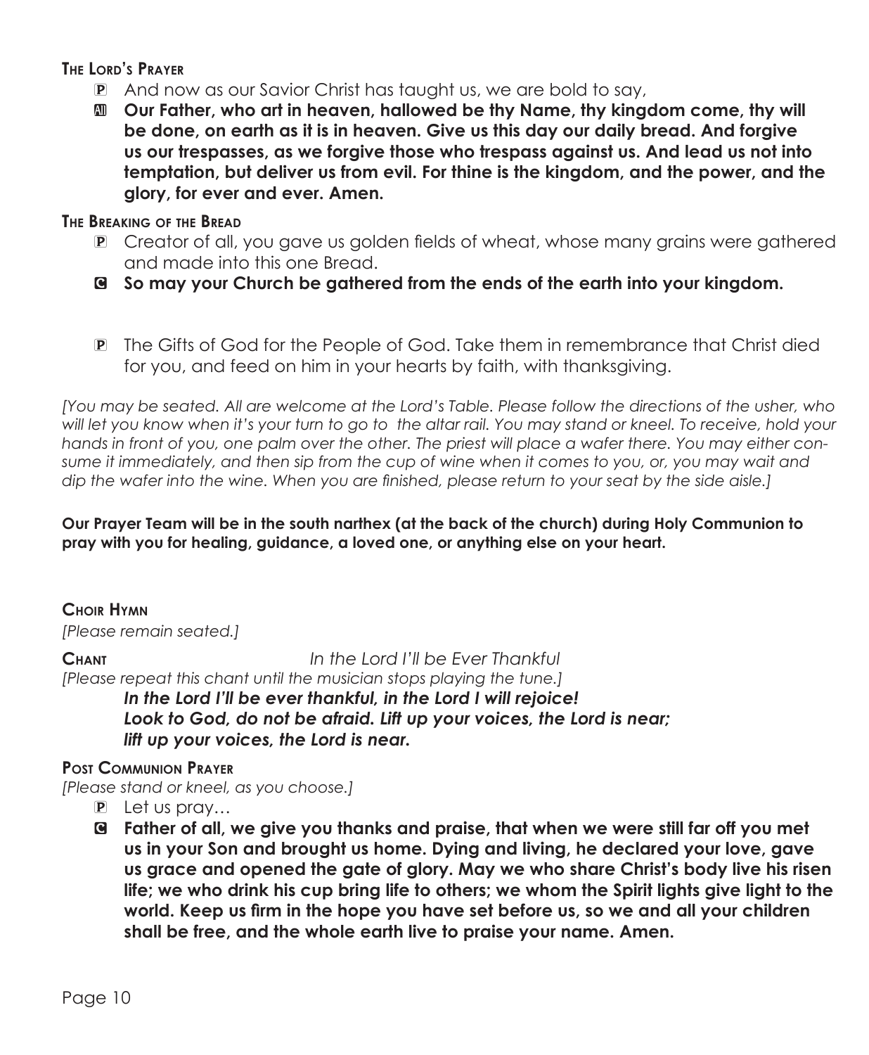**The Lord's Prayer**

P And now as our Savior Christ has taught us, we are bold to say,

All **Our Father, who art in heaven, hallowed be thy Name, thy kingdom come, thy will be done, on earth as it is in heaven. Give us this day our daily bread. And forgive us our trespasses, as we forgive those who trespass against us. And lead us not into temptation, but deliver us from evil. For thine is the kingdom, and the power, and the glory, for ever and ever. Amen.**

**The Breaking of the Bread**

P Creator of all, you gave us golden fields of wheat, whose many grains were gathered and made into this one Bread.

C **So may your Church be gathered from the ends of the earth into your kingdom.**

P The Gifts of God for the People of God. Take them in remembrance that Christ died for you, and feed on him in your hearts by faith, with thanksgiving.

*[You may be seated. All are welcome at the Lord's Table. Please follow the directions of the usher, who will let you know when it's your turn to go to the altar rail. You may stand or kneel. To receive, hold your hands in front of you, one palm over the other. The priest will place a wafer there. You may either consume it immediately, and then sip from the cup of wine when it comes to you, or, you may wait and dip the wafer into the wine. When you are finished, please return to your seat by the side aisle.]*

**Our Prayer Team will be in the south narthex (at the back of the church) during Holy Communion to pray with you for healing, guidance, a loved one, or anything else on your heart.**

**Choir Hymn**

*[Please remain seated.]*

**Chant** *In the Lord I'll be Ever Thankful*

*[Please repeat this chant until the musician stops playing the tune.]*

***In the Lord I'll be ever thankful, in the Lord I will rejoice!***
***Look to God, do not be afraid. Lift up your voices, the Lord is near;***
***lift up your voices, the Lord is near.***

**Post Communion Prayer**

*[Please stand or kneel, as you choose.]*

P Let us pray…

C **Father of all, we give you thanks and praise, that when we were still far off you met us in your Son and brought us home. Dying and living, he declared your love, gave us grace and opened the gate of glory. May we who share Christ's body live his risen life; we who drink his cup bring life to others; we whom the Spirit lights give light to the world. Keep us firm in the hope you have set before us, so we and all your children shall be free, and the whole earth live to praise your name. Amen.**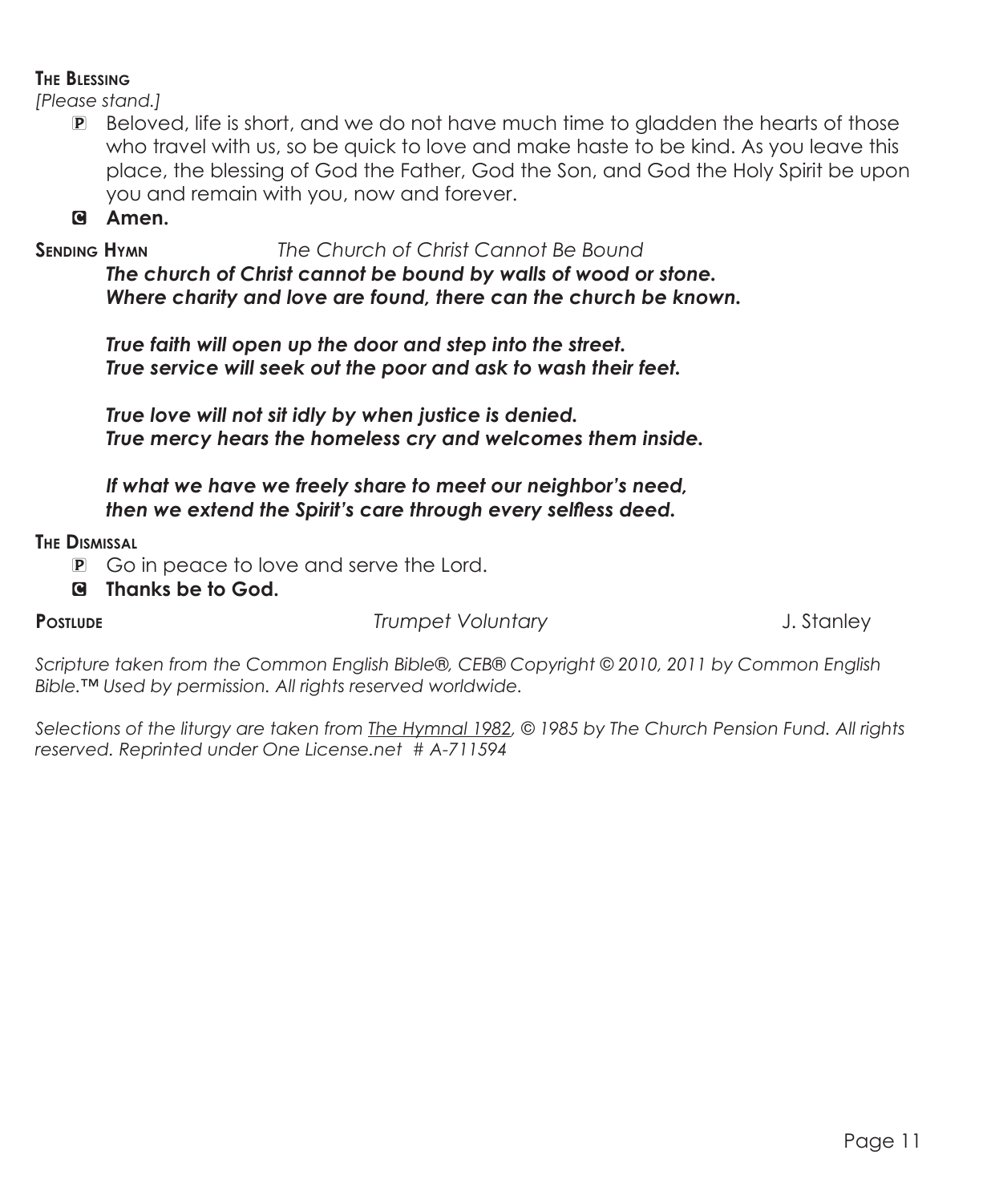**The Blessing**

*[Please stand.]*

P Beloved, life is short, and we do not have much time to gladden the hearts of those who travel with us, so be quick to love and make haste to be kind. As you leave this place, the blessing of God the Father, God the Son, and God the Holy Spirit be upon you and remain with you, now and forever.

C **Amen.**

**Sending Hymn** *The Church of Christ Cannot Be Bound*

***The church of Christ cannot be bound by walls of wood or stone.***
***Where charity and love are found, there can the church be known.***

***True faith will open up the door and step into the street.***
***True service will seek out the poor and ask to wash their feet.***

***True love will not sit idly by when justice is denied.***
***True mercy hears the homeless cry and welcomes them inside.***

***If what we have we freely share to meet our neighbor's need,***
***then we extend the Spirit's care through every selfless deed.***

**The Dismissal**

P Go in peace to love and serve the Lord.

C **Thanks be to God.**

**Postlude** *Trumpet Voluntary* J. Stanley

*Scripture taken from the Common English Bible®, CEB® Copyright © 2010, 2011 by Common English Bible.™ Used by permission. All rights reserved worldwide.*

*Selections of the liturgy are taken from The Hymnal 1982, © 1985 by The Church Pension Fund. All rights reserved. Reprinted under One License.net # A-711594*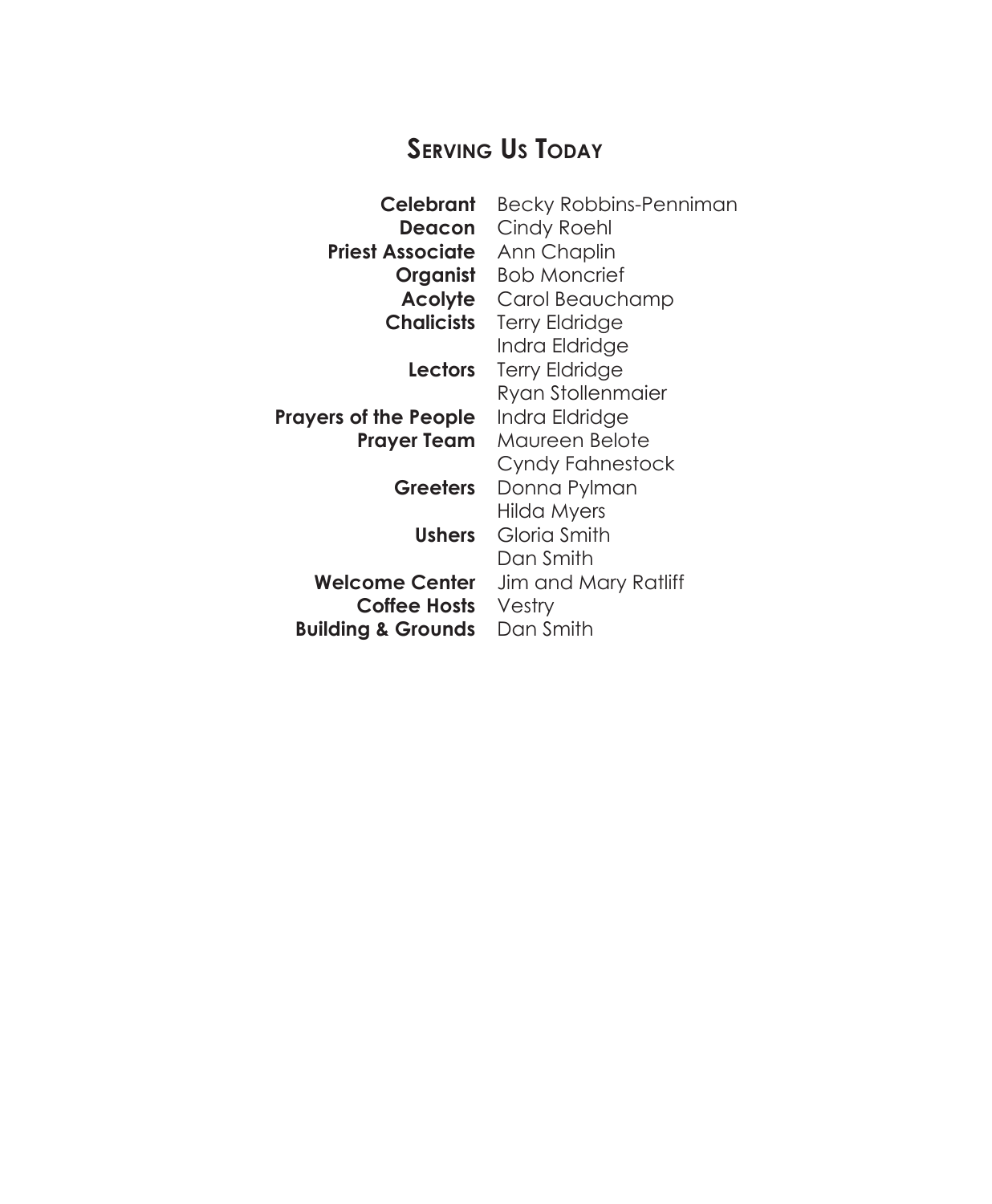## Serving Us Today

| | |
|---|---|
| **Celebrant** | Becky Robbins-Penniman |
| **Deacon** | Cindy Roehl |
| **Priest Associate** | Ann Chaplin |
| **Organist** | Bob Moncrief |
| **Acolyte** | Carol Beauchamp |
| **Chalicists** | Terry Eldridge |
| | Indra Eldridge |
| **Lectors** | Terry Eldridge |
| | Ryan Stollenmaier |
| **Prayers of the People** | Indra Eldridge |
| **Prayer Team** | Maureen Belote |
| | Cyndy Fahnestock |
| **Greeters** | Donna Pylman |
| | Hilda Myers |
| **Ushers** | Gloria Smith |
| | Dan Smith |
| **Welcome Center** | Jim and Mary Ratliff |
| **Coffee Hosts** | Vestry |
| **Building & Grounds** | Dan Smith |